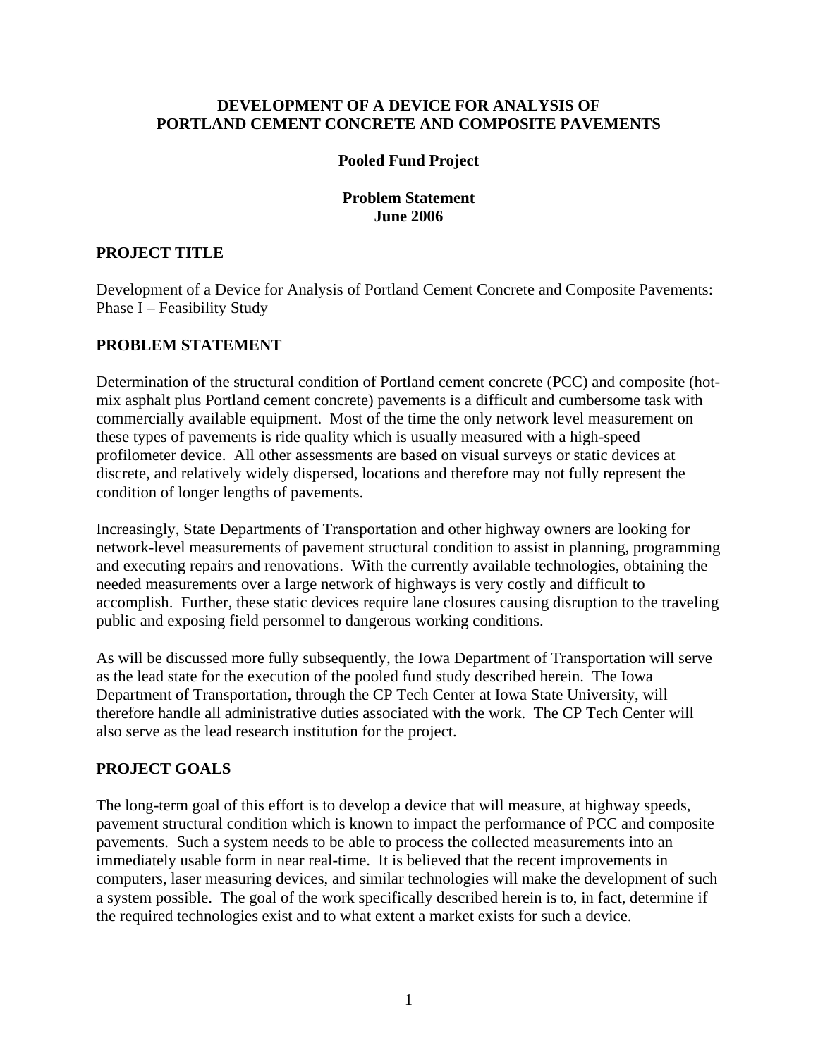# DEVELOPMENT OF A DEVICE FOR ANALYSIS OF PORTLAND CEMENT CONCRETE AND COMPOSITE PAVEMENTS

**Pooled Fund Project**

**Problem Statement**
**June 2006**

## PROJECT TITLE

Development of a Device for Analysis of Portland Cement Concrete and Composite Pavements: Phase I – Feasibility Study

## PROBLEM STATEMENT

Determination of the structural condition of Portland cement concrete (PCC) and composite (hot-mix asphalt plus Portland cement concrete) pavements is a difficult and cumbersome task with commercially available equipment. Most of the time the only network level measurement on these types of pavements is ride quality which is usually measured with a high-speed profilometer device. All other assessments are based on visual surveys or static devices at discrete, and relatively widely dispersed, locations and therefore may not fully represent the condition of longer lengths of pavements.

Increasingly, State Departments of Transportation and other highway owners are looking for network-level measurements of pavement structural condition to assist in planning, programming and executing repairs and renovations. With the currently available technologies, obtaining the needed measurements over a large network of highways is very costly and difficult to accomplish. Further, these static devices require lane closures causing disruption to the traveling public and exposing field personnel to dangerous working conditions.

As will be discussed more fully subsequently, the Iowa Department of Transportation will serve as the lead state for the execution of the pooled fund study described herein. The Iowa Department of Transportation, through the CP Tech Center at Iowa State University, will therefore handle all administrative duties associated with the work. The CP Tech Center will also serve as the lead research institution for the project.

## PROJECT GOALS

The long-term goal of this effort is to develop a device that will measure, at highway speeds, pavement structural condition which is known to impact the performance of PCC and composite pavements. Such a system needs to be able to process the collected measurements into an immediately usable form in near real-time. It is believed that the recent improvements in computers, laser measuring devices, and similar technologies will make the development of such a system possible. The goal of the work specifically described herein is to, in fact, determine if the required technologies exist and to what extent a market exists for such a device.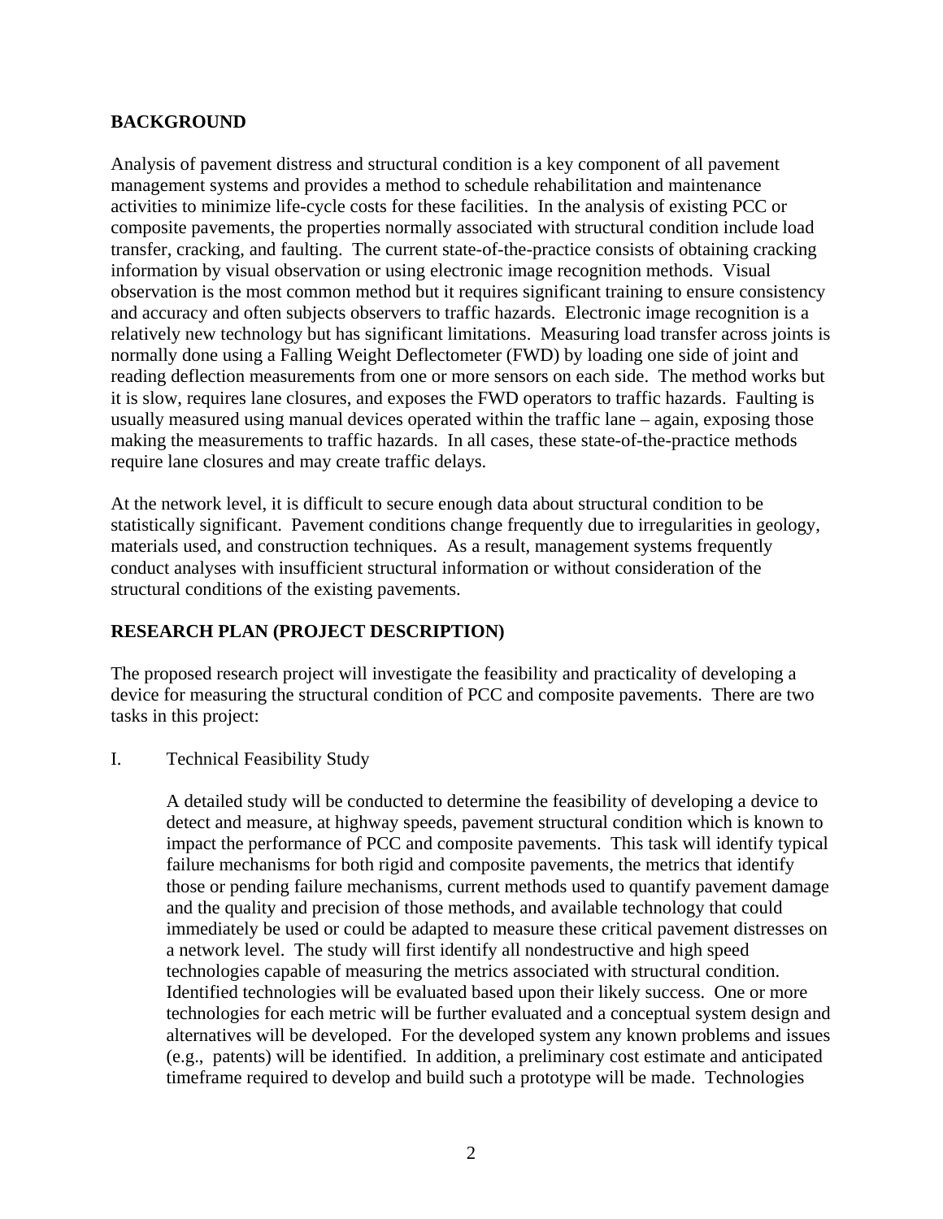## BACKGROUND

Analysis of pavement distress and structural condition is a key component of all pavement management systems and provides a method to schedule rehabilitation and maintenance activities to minimize life-cycle costs for these facilities. In the analysis of existing PCC or composite pavements, the properties normally associated with structural condition include load transfer, cracking, and faulting. The current state-of-the-practice consists of obtaining cracking information by visual observation or using electronic image recognition methods. Visual observation is the most common method but it requires significant training to ensure consistency and accuracy and often subjects observers to traffic hazards. Electronic image recognition is a relatively new technology but has significant limitations. Measuring load transfer across joints is normally done using a Falling Weight Deflectometer (FWD) by loading one side of joint and reading deflection measurements from one or more sensors on each side. The method works but it is slow, requires lane closures, and exposes the FWD operators to traffic hazards. Faulting is usually measured using manual devices operated within the traffic lane – again, exposing those making the measurements to traffic hazards. In all cases, these state-of-the-practice methods require lane closures and may create traffic delays.

At the network level, it is difficult to secure enough data about structural condition to be statistically significant. Pavement conditions change frequently due to irregularities in geology, materials used, and construction techniques. As a result, management systems frequently conduct analyses with insufficient structural information or without consideration of the structural conditions of the existing pavements.

## RESEARCH PLAN (PROJECT DESCRIPTION)

The proposed research project will investigate the feasibility and practicality of developing a device for measuring the structural condition of PCC and composite pavements. There are two tasks in this project:

I. Technical Feasibility Study

A detailed study will be conducted to determine the feasibility of developing a device to detect and measure, at highway speeds, pavement structural condition which is known to impact the performance of PCC and composite pavements. This task will identify typical failure mechanisms for both rigid and composite pavements, the metrics that identify those or pending failure mechanisms, current methods used to quantify pavement damage and the quality and precision of those methods, and available technology that could immediately be used or could be adapted to measure these critical pavement distresses on a network level. The study will first identify all nondestructive and high speed technologies capable of measuring the metrics associated with structural condition. Identified technologies will be evaluated based upon their likely success. One or more technologies for each metric will be further evaluated and a conceptual system design and alternatives will be developed. For the developed system any known problems and issues (e.g., patents) will be identified. In addition, a preliminary cost estimate and anticipated timeframe required to develop and build such a prototype will be made. Technologies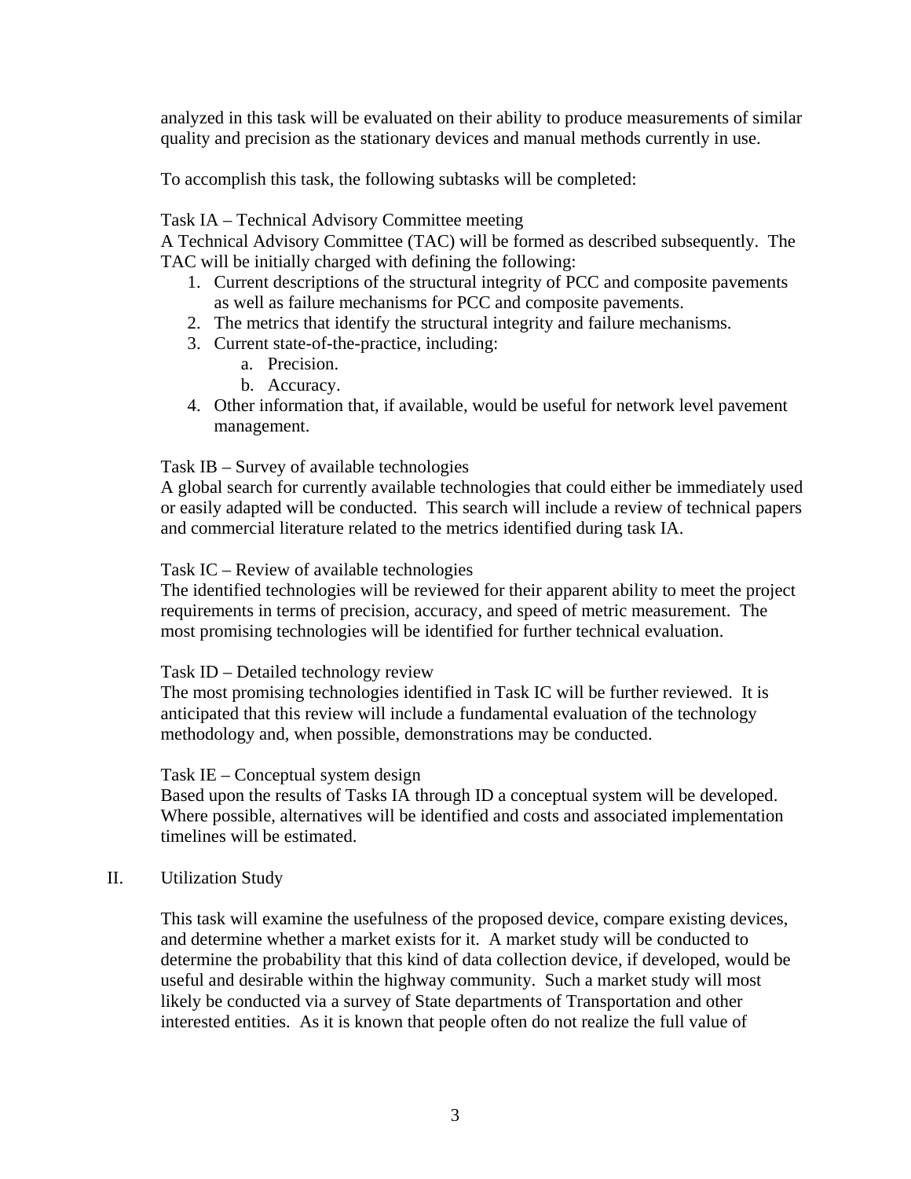analyzed in this task will be evaluated on their ability to produce measurements of similar quality and precision as the stationary devices and manual methods currently in use.

To accomplish this task, the following subtasks will be completed:

Task IA – Technical Advisory Committee meeting
A Technical Advisory Committee (TAC) will be formed as described subsequently. The TAC will be initially charged with defining the following:

1. Current descriptions of the structural integrity of PCC and composite pavements as well as failure mechanisms for PCC and composite pavements.
2. The metrics that identify the structural integrity and failure mechanisms.
3. Current state-of-the-practice, including:
   a. Precision.
   b. Accuracy.
4. Other information that, if available, would be useful for network level pavement management.

Task IB – Survey of available technologies
A global search for currently available technologies that could either be immediately used or easily adapted will be conducted. This search will include a review of technical papers and commercial literature related to the metrics identified during task IA.

Task IC – Review of available technologies
The identified technologies will be reviewed for their apparent ability to meet the project requirements in terms of precision, accuracy, and speed of metric measurement. The most promising technologies will be identified for further technical evaluation.

Task ID – Detailed technology review
The most promising technologies identified in Task IC will be further reviewed. It is anticipated that this review will include a fundamental evaluation of the technology methodology and, when possible, demonstrations may be conducted.

Task IE – Conceptual system design
Based upon the results of Tasks IA through ID a conceptual system will be developed. Where possible, alternatives will be identified and costs and associated implementation timelines will be estimated.

II. Utilization Study

This task will examine the usefulness of the proposed device, compare existing devices, and determine whether a market exists for it. A market study will be conducted to determine the probability that this kind of data collection device, if developed, would be useful and desirable within the highway community. Such a market study will most likely be conducted via a survey of State departments of Transportation and other interested entities. As it is known that people often do not realize the full value of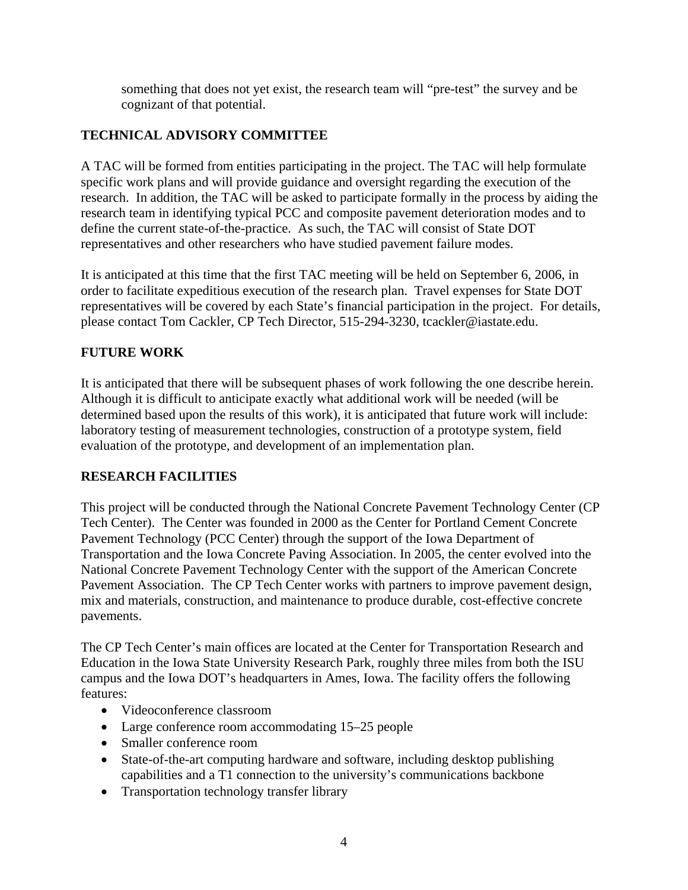something that does not yet exist, the research team will "pre-test" the survey and be cognizant of that potential.

## TECHNICAL ADVISORY COMMITTEE

A TAC will be formed from entities participating in the project. The TAC will help formulate specific work plans and will provide guidance and oversight regarding the execution of the research. In addition, the TAC will be asked to participate formally in the process by aiding the research team in identifying typical PCC and composite pavement deterioration modes and to define the current state-of-the-practice. As such, the TAC will consist of State DOT representatives and other researchers who have studied pavement failure modes.

It is anticipated at this time that the first TAC meeting will be held on September 6, 2006, in order to facilitate expeditious execution of the research plan. Travel expenses for State DOT representatives will be covered by each State's financial participation in the project. For details, please contact Tom Cackler, CP Tech Director, 515-294-3230, tcackler@iastate.edu.

## FUTURE WORK

It is anticipated that there will be subsequent phases of work following the one describe herein. Although it is difficult to anticipate exactly what additional work will be needed (will be determined based upon the results of this work), it is anticipated that future work will include: laboratory testing of measurement technologies, construction of a prototype system, field evaluation of the prototype, and development of an implementation plan.

## RESEARCH FACILITIES

This project will be conducted through the National Concrete Pavement Technology Center (CP Tech Center). The Center was founded in 2000 as the Center for Portland Cement Concrete Pavement Technology (PCC Center) through the support of the Iowa Department of Transportation and the Iowa Concrete Paving Association. In 2005, the center evolved into the National Concrete Pavement Technology Center with the support of the American Concrete Pavement Association. The CP Tech Center works with partners to improve pavement design, mix and materials, construction, and maintenance to produce durable, cost-effective concrete pavements.

The CP Tech Center's main offices are located at the Center for Transportation Research and Education in the Iowa State University Research Park, roughly three miles from both the ISU campus and the Iowa DOT's headquarters in Ames, Iowa. The facility offers the following features:

- Videoconference classroom
- Large conference room accommodating 15–25 people
- Smaller conference room
- State-of-the-art computing hardware and software, including desktop publishing capabilities and a T1 connection to the university's communications backbone
- Transportation technology transfer library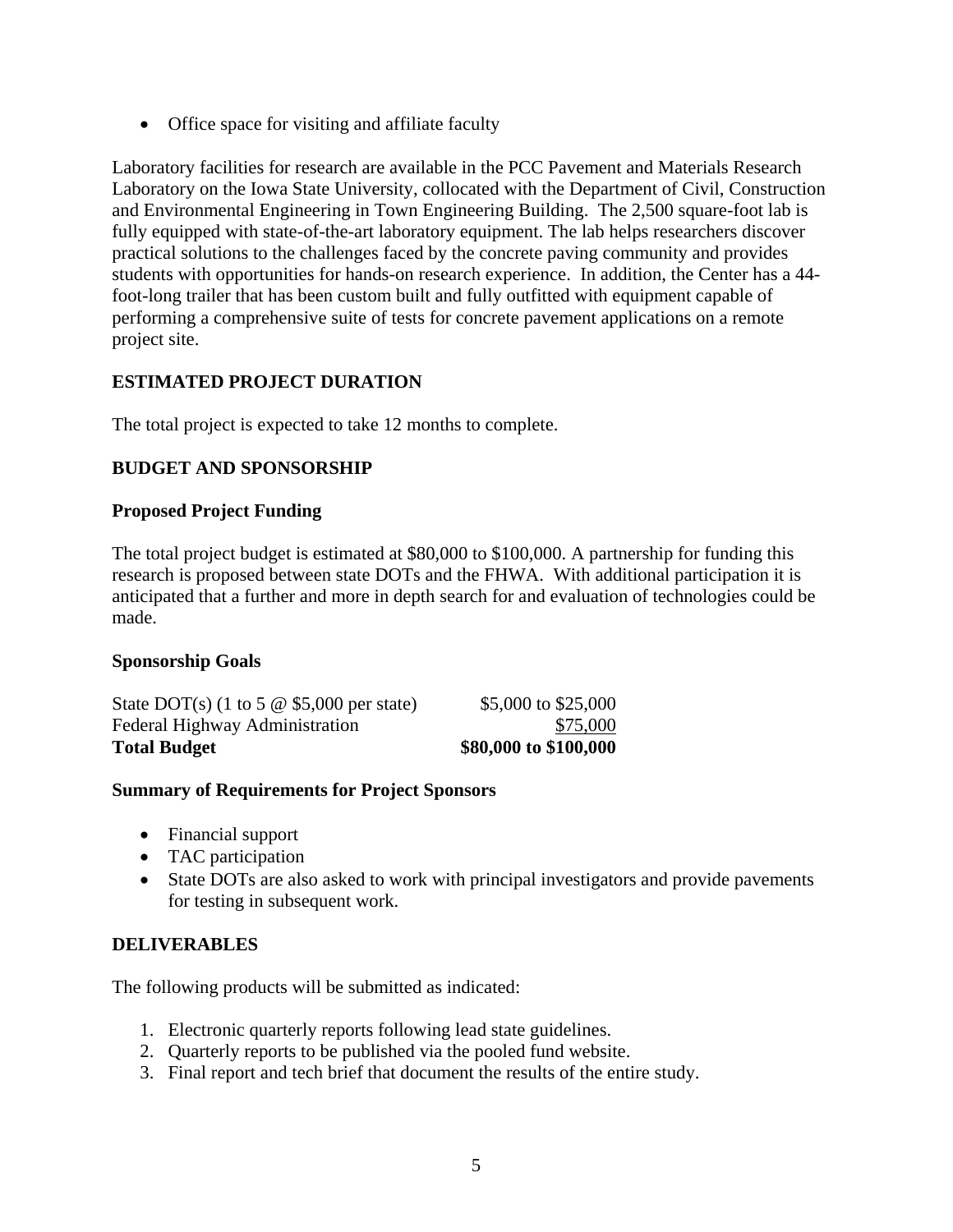- Office space for visiting and affiliate faculty

Laboratory facilities for research are available in the PCC Pavement and Materials Research Laboratory on the Iowa State University, collocated with the Department of Civil, Construction and Environmental Engineering in Town Engineering Building. The 2,500 square-foot lab is fully equipped with state-of-the-art laboratory equipment. The lab helps researchers discover practical solutions to the challenges faced by the concrete paving community and provides students with opportunities for hands-on research experience. In addition, the Center has a 44-foot-long trailer that has been custom built and fully outfitted with equipment capable of performing a comprehensive suite of tests for concrete pavement applications on a remote project site.

## ESTIMATED PROJECT DURATION

The total project is expected to take 12 months to complete.

## BUDGET AND SPONSORSHIP

### Proposed Project Funding

The total project budget is estimated at $80,000 to $100,000. A partnership for funding this research is proposed between state DOTs and the FHWA. With additional participation it is anticipated that a further and more in depth search for and evaluation of technologies could be made.

### Sponsorship Goals

| | |
|---|---|
| State DOT(s) (1 to 5 @ $5,000 per state) | $5,000 to $25,000 |
| Federal Highway Administration | $75,000 |
| **Total Budget** | **$80,000 to $100,000** |

### Summary of Requirements for Project Sponsors

- Financial support
- TAC participation
- State DOTs are also asked to work with principal investigators and provide pavements for testing in subsequent work.

## DELIVERABLES

The following products will be submitted as indicated:

1. Electronic quarterly reports following lead state guidelines.
2. Quarterly reports to be published via the pooled fund website.
3. Final report and tech brief that document the results of the entire study.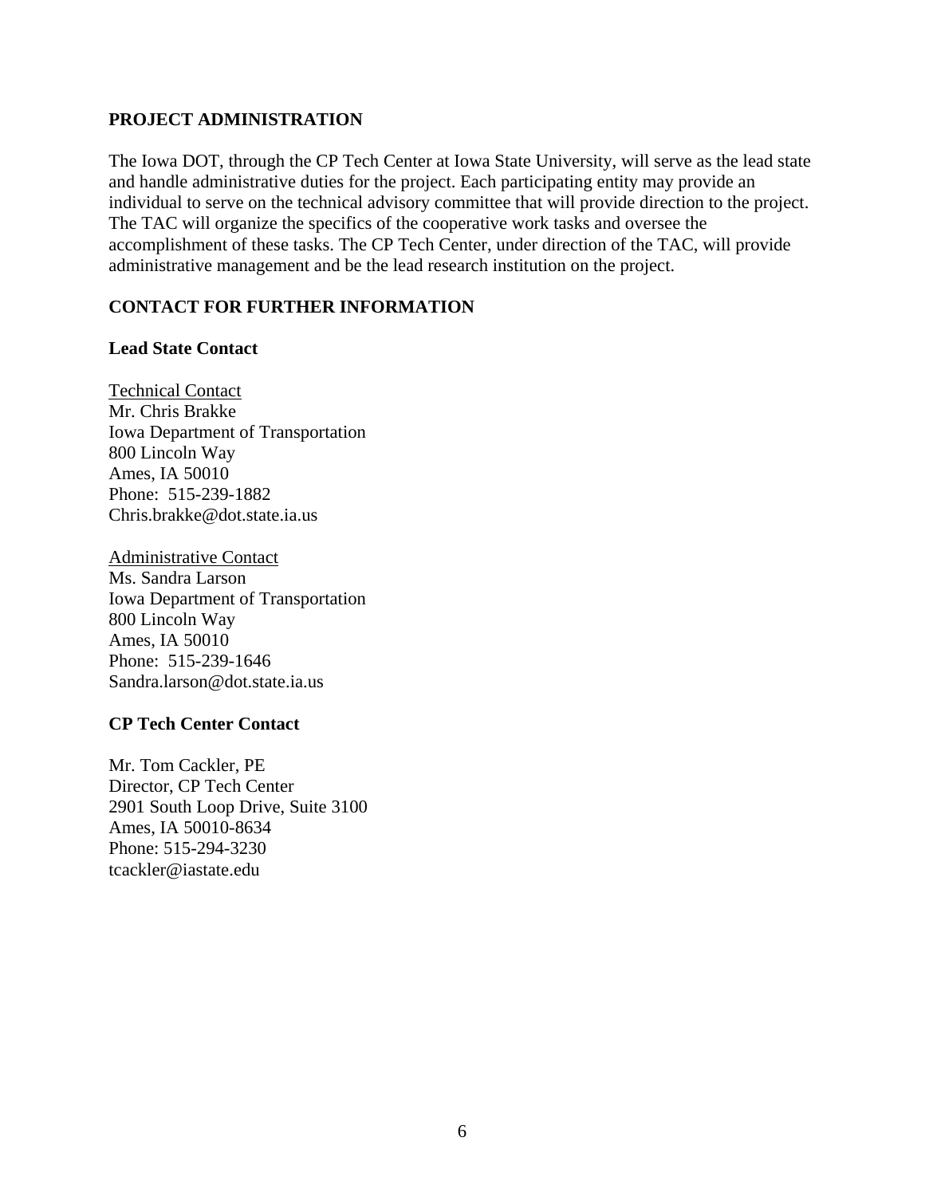## PROJECT ADMINISTRATION

The Iowa DOT, through the CP Tech Center at Iowa State University, will serve as the lead state and handle administrative duties for the project. Each participating entity may provide an individual to serve on the technical advisory committee that will provide direction to the project. The TAC will organize the specifics of the cooperative work tasks and oversee the accomplishment of these tasks. The CP Tech Center, under direction of the TAC, will provide administrative management and be the lead research institution on the project.

## CONTACT FOR FURTHER INFORMATION

### Lead State Contact

Technical Contact  
Mr. Chris Brakke  
Iowa Department of Transportation  
800 Lincoln Way  
Ames, IA 50010  
Phone: 515-239-1882  
Chris.brakke@dot.state.ia.us

Administrative Contact  
Ms. Sandra Larson  
Iowa Department of Transportation  
800 Lincoln Way  
Ames, IA 50010  
Phone: 515-239-1646  
Sandra.larson@dot.state.ia.us

### CP Tech Center Contact

Mr. Tom Cackler, PE  
Director, CP Tech Center  
2901 South Loop Drive, Suite 3100  
Ames, IA 50010-8634  
Phone: 515-294-3230  
tcackler@iastate.edu